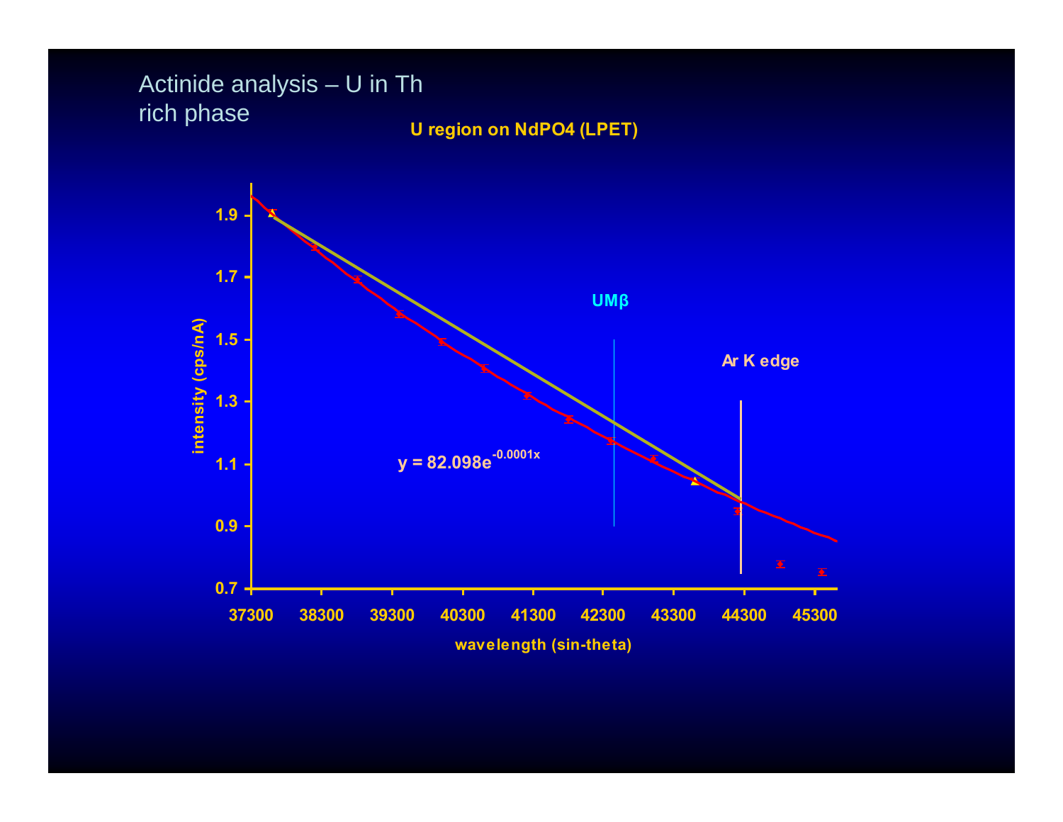Actinide analysis – U in Th rich phase

**U region on NdPO4 (LPET)**

$y = 82.098e^{-0.0001x}$

UMβ

Ar K edge

intensity (cps/nA)

wavelength (sin-theta)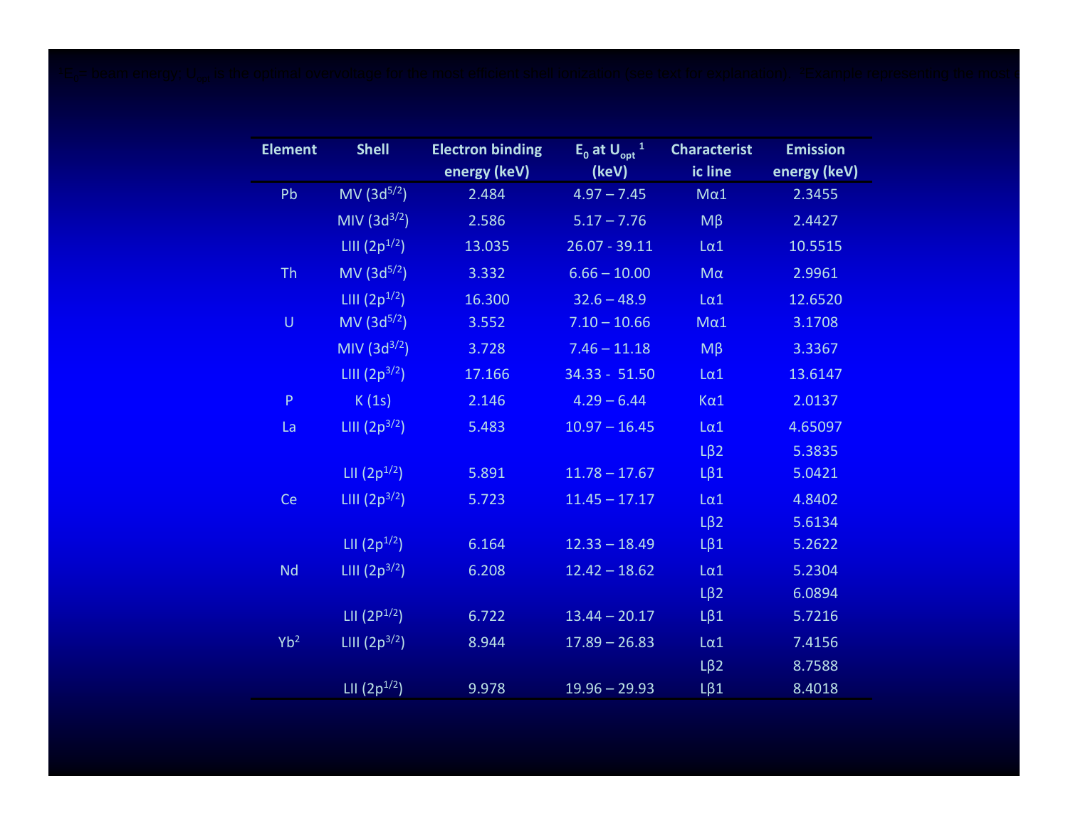$E_0$ beam energy; $U_{opt}$ is the optimal overvoltage for the most efficient shell ionisation (see text for explanation). $^2$Example representing the most

| Element | Shell | Electron binding energy (keV) | $E_0$ at $U_{opt}$ [1] (keV) | Characteristic line | Emission energy (keV) |
|---|---|---|---|---|---|
| Pb | MV ($3d^{5/2}$) | 2.484 | 4.97 – 7.45 | Mα1 | 2.3455 |
| | MIV ($3d^{3/2}$) | 2.586 | 5.17 – 7.76 | Mβ | 2.4427 |
| | LIII ($2p^{1/2}$) | 13.035 | 26.07 - 39.11 | Lα1 | 10.5515 |
| Th | MV ($3d^{5/2}$) | 3.332 | 6.66 – 10.00 | Mα | 2.9961 |
| | LIII ($2p^{1/2}$) | 16.300 | 32.6 – 48.9 | Lα1 | 12.6520 |
| U | MV ($3d^{5/2}$) | 3.552 | 7.10 – 10.66 | Mα1 | 3.1708 |
| | MIV ($3d^{3/2}$) | 3.728 | 7.46 – 11.18 | Mβ | 3.3367 |
| | LIII ($2p^{3/2}$) | 17.166 | 34.33 - 51.50 | Lα1 | 13.6147 |
| P | K (1s) | 2.146 | 4.29 – 6.44 | Kα1 | 2.0137 |
| La | LIII ($2p^{3/2}$) | 5.483 | 10.97 – 16.45 | Lα1 | 4.65097 |
| | | | | Lβ2 | 5.3835 |
| | LII ($2p^{1/2}$) | 5.891 | 11.78 – 17.67 | Lβ1 | 5.0421 |
| Ce | LIII ($2p^{3/2}$) | 5.723 | 11.45 – 17.17 | Lα1 | 4.8402 |
| | | | | Lβ2 | 5.6134 |
| | LII ($2p^{1/2}$) | 6.164 | 12.33 – 18.49 | Lβ1 | 5.2622 |
| Nd | LIII ($2p^{3/2}$) | 6.208 | 12.42 – 18.62 | Lα1 | 5.2304 |
| | | | | Lβ2 | 6.0894 |
| | LII ($2P^{1/2}$) | 6.722 | 13.44 – 20.17 | Lβ1 | 5.7216 |
| Yb[2] | LIII ($2p^{3/2}$) | 8.944 | 17.89 – 26.83 | Lα1 | 7.4156 |
| | | | | Lβ2 | 8.7588 |
| | LII ($2p^{1/2}$) | 9.978 | 19.96 – 29.93 | Lβ1 | 8.4018 |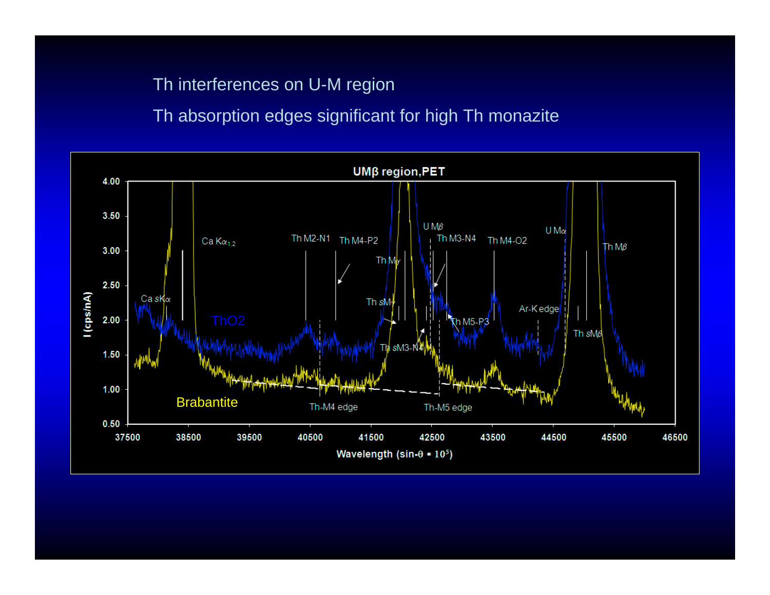Th interferences on U-M region

Th absorption edges significant for high Th monazite

UMβ region,PET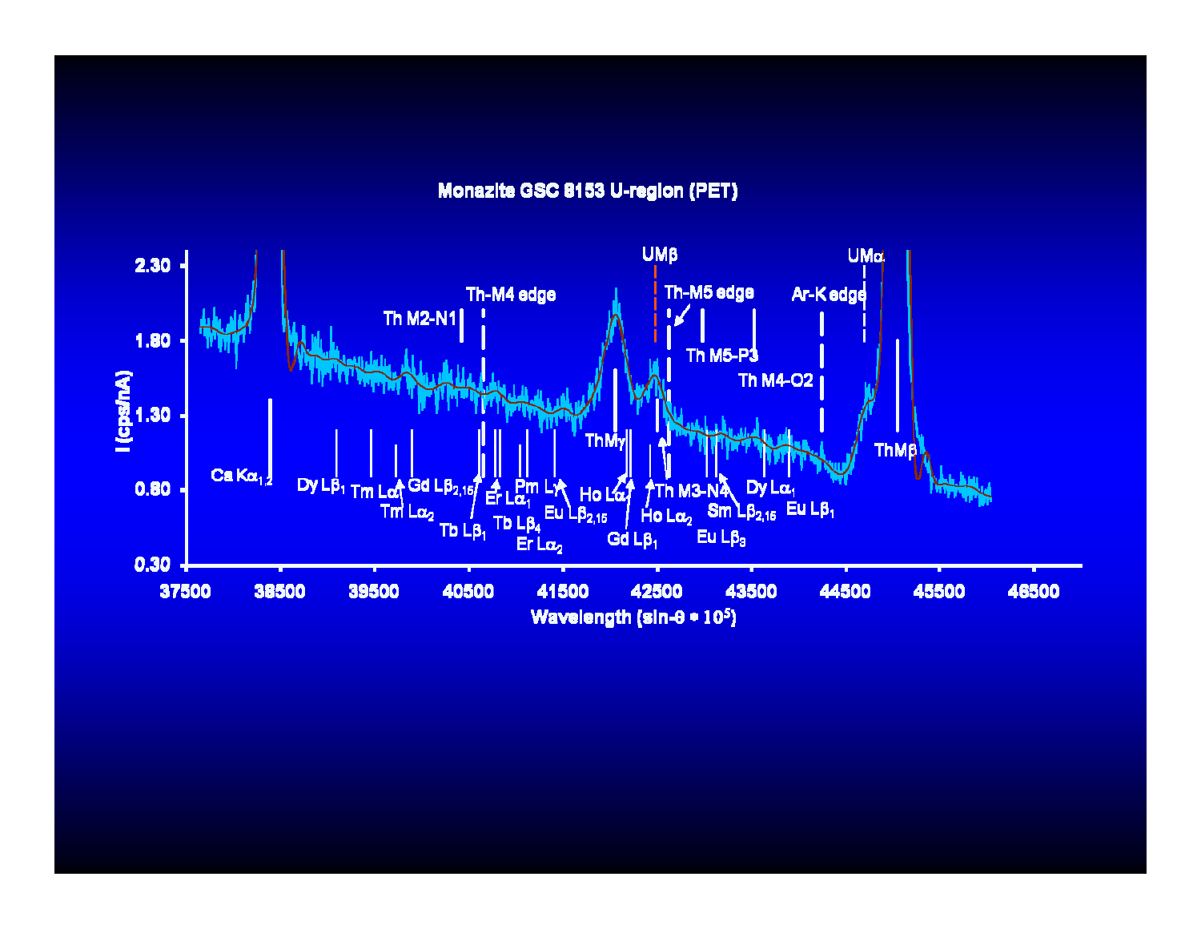## Monazite GSC 8153 U-region (PET)

I (cps/nA)

Wavelength (sin-θ * $10^5$)

Ca $K\alpha_{1,2}$, Dy $L\beta_1$, Tm $L\alpha_1$, Tm $L\alpha_2$, Gd $L\beta_{2,15}$, Th M2-N1, Tb $L\beta_1$, Th-M4 edge, Er $L\alpha_1$, Tb $L\beta_4$, Pm $L\gamma$, Er $L\alpha_2$, Eu $L\beta_{2,15}$, ThMγ, Ho $L\alpha_1$, Gd $L\beta_1$, UMβ, Ho $L\alpha_2$, Th M3-N4, Th-M5 edge, Th M5-P3, Sm $L\beta_{2,15}$, Eu $L\beta_3$, Th M4-O2, Dy $L\alpha_1$, Eu $L\beta_1$, Ar-K edge, UMα, ThMβ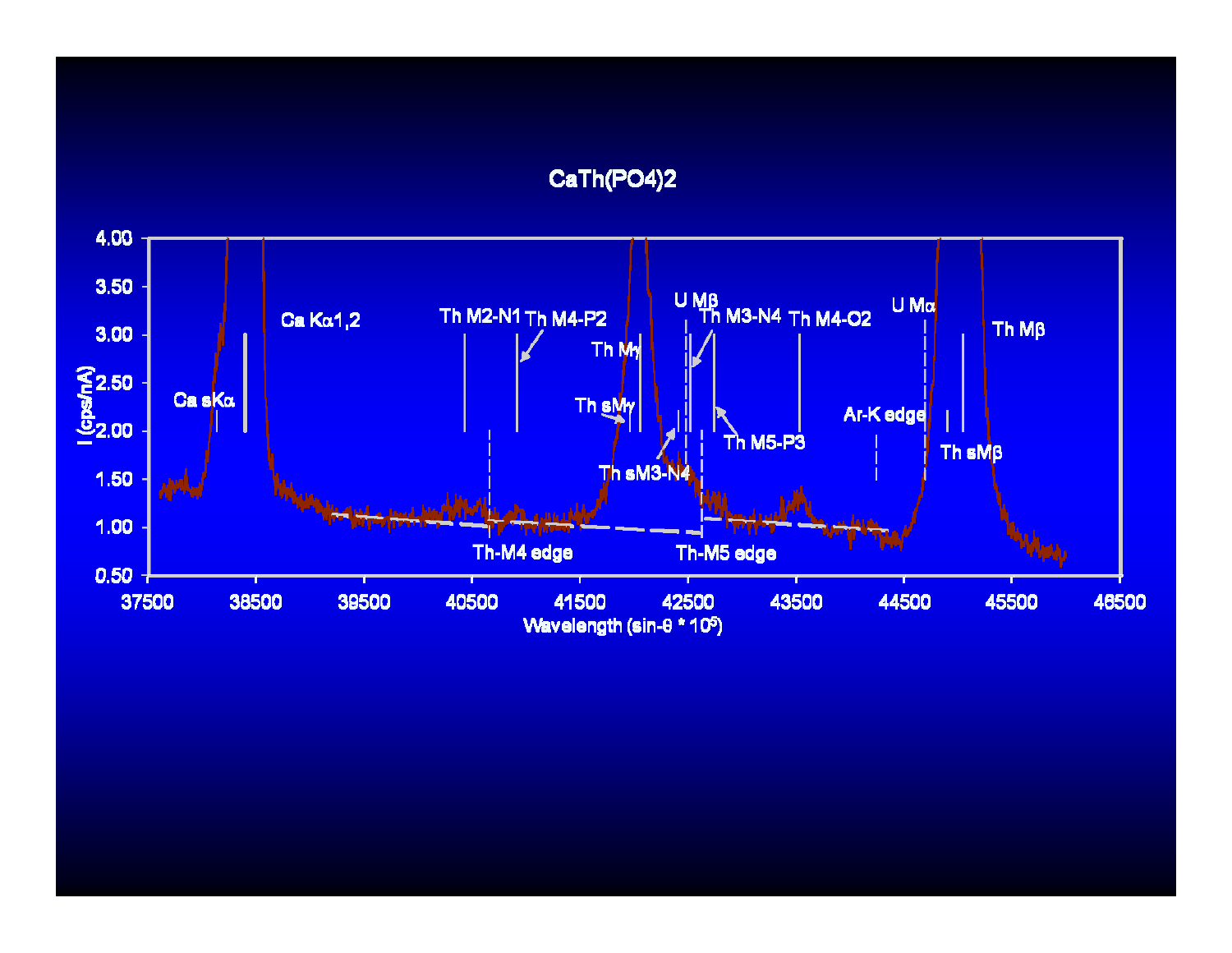# CaTh(PO4)2

Ca sKα

Ca Kα1,2

Th M2-N1

Th M4-P2

Th Mγ

Th sMγ

Th sM3-N4

U Mβ

Th M3-N4

Th M5-P3

Th M4-O2

Ar-K edge

U Mα

Th sMβ

Th Mβ

Th-M4 edge

Th-M5 edge

I (cps/nA)

Wavelength (sin-θ * $10^5$)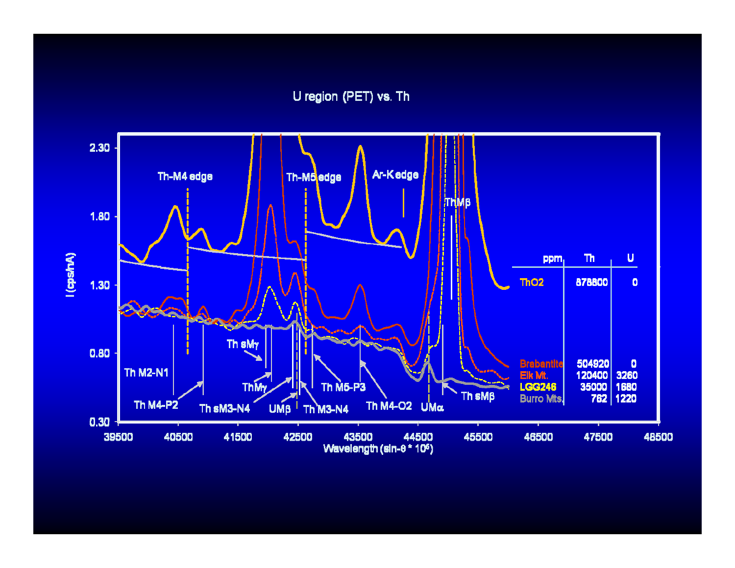## U region (PET) vs. Th

| ppm | Th | U |
|---|---|---|
| ThO2 | 878800 | 0 |
| Brabantite | 504920 | 0 |
| Elk Mt. | 120400 | 3260 |
| LGG246 | 35000 | 1680 |
| Burro Mts. | 762 | 1220 |

Labels: Th-M4 edge, Th-M5 edge, Ar-K edge, ThMβ, Th M2-N1, Th M4-P2, Th sM3-N4, Th sMγ, ThMγ, UMβ, Th M3-N4, Th M5-P3, Th M4-O2, UMα, Th sMβ

I (cps/nA): 0.30, 0.80, 1.30, 1.80, 2.30

Wavelength (sin-θ * $10^5$): 39500, 40500, 41500, 42500, 43500, 44500, 45500, 46500, 47500, 48500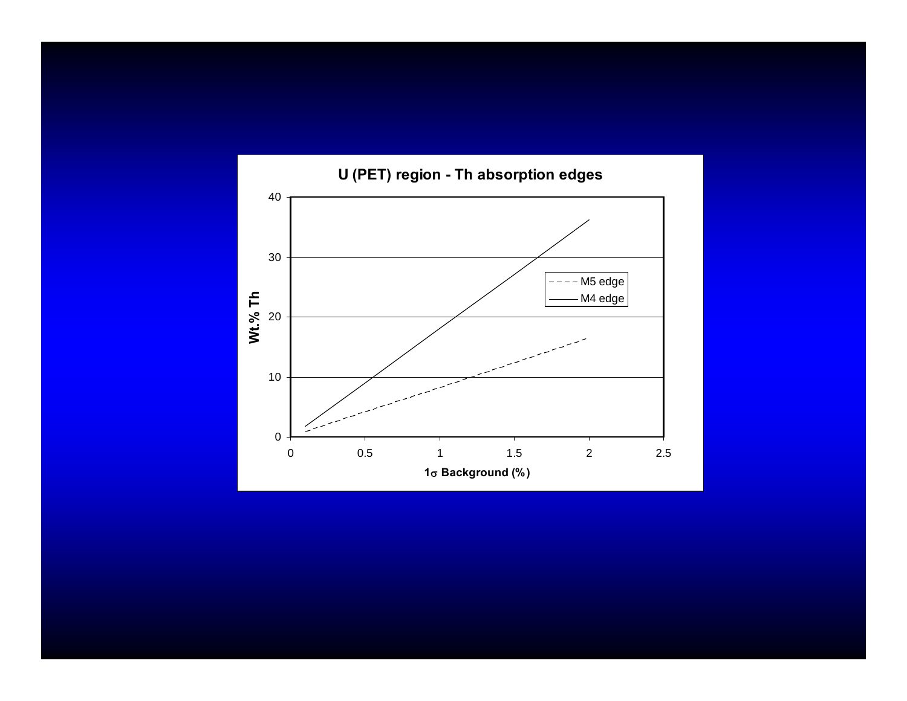**U (PET) region - Th absorption edges**

Wt.% Th

1σ Background (%)

M5 edge

M4 edge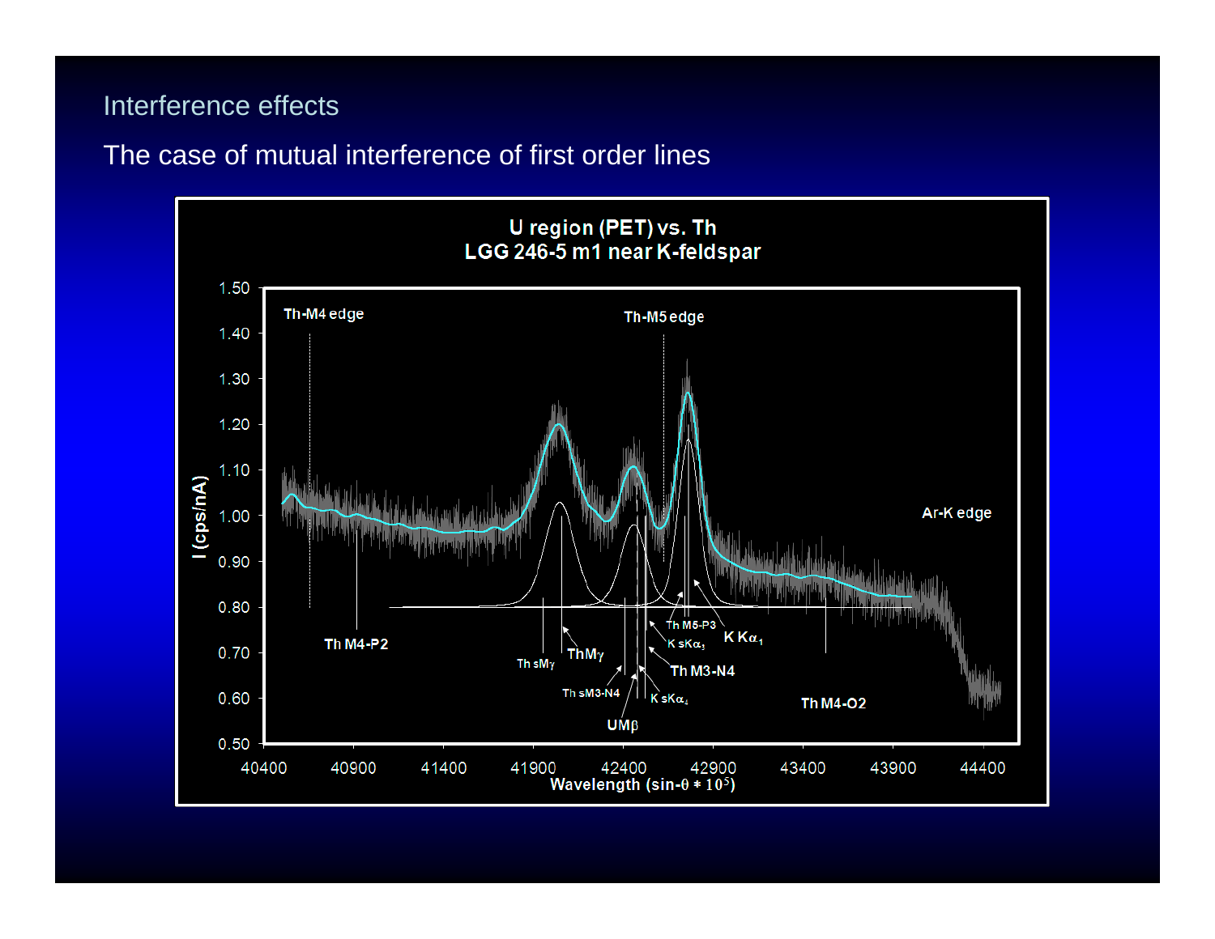Interference effects

The case of mutual interference of first order lines

**U region (PET) vs. Th**
**LGG 246-5 m1 near K-feldspar**

Th-M4 edge

Th-M5 edge

Ar-K edge

Th M4-P2

Th $sM_\gamma$

Th$M_\gamma$

Th sM3-N4

U$M_\beta$

Th M5-P3

K $sK\alpha_2$

K $K\alpha_1$

Th M3-N4

K $sK\alpha_4$

Th M4-O2

I (cps/nA)

1.50, 1.40, 1.30, 1.20, 1.10, 1.00, 0.90, 0.80, 0.70, 0.60, 0.50

40400, 40900, 41400, 41900, 42400, 42900, 43400, 43900, 44400

Wavelength ($\sin\theta * 10^5$)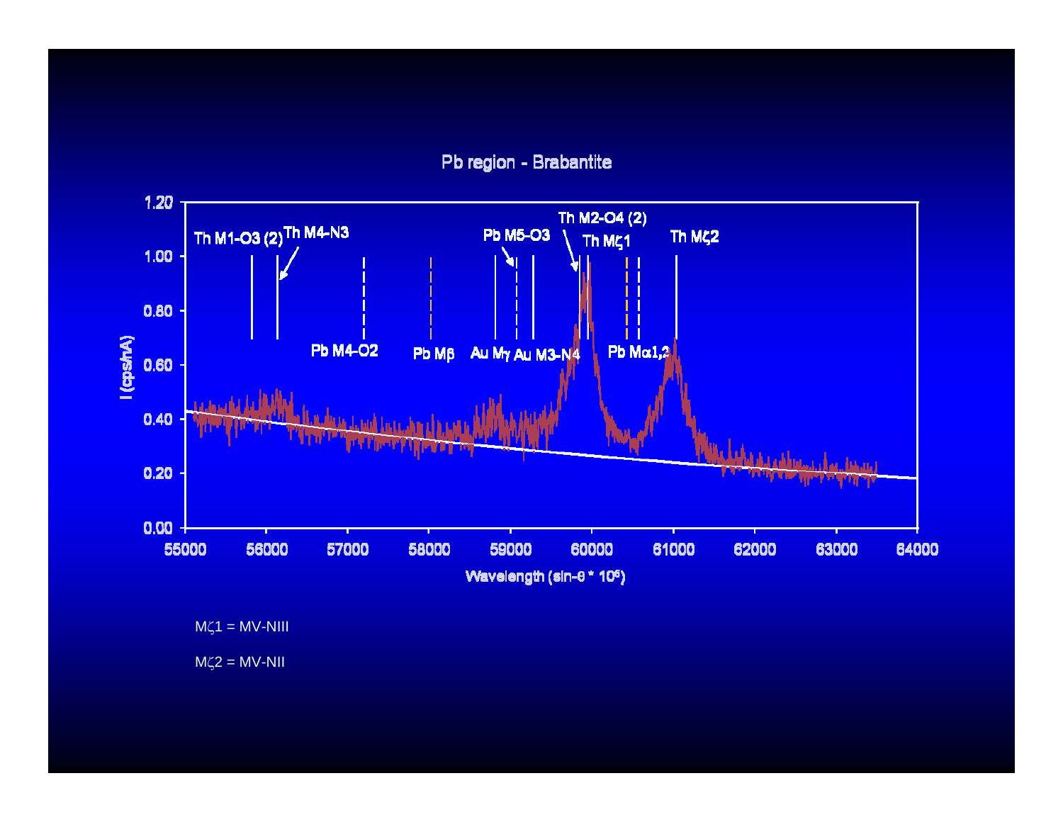Pb region - Brabantite

I (cps/nA)

1.20
1.00
0.80
0.60
0.40
0.20
0.00

55000 56000 57000 58000 59000 60000 61000 62000 63000 64000

Wavelength (sin-θ * 10⁵)

Th M1-O3 (2)
Th M4-N3
Pb M4-O2
Pb Mβ
Au Mγ
Pb M5-O3
Au M3-N4
Th M2-O4 (2)
Th Mζ1
Pb Mα1,2
Th Mζ2

Mζ1 = MV-NIII

Mζ2 = MV-NII